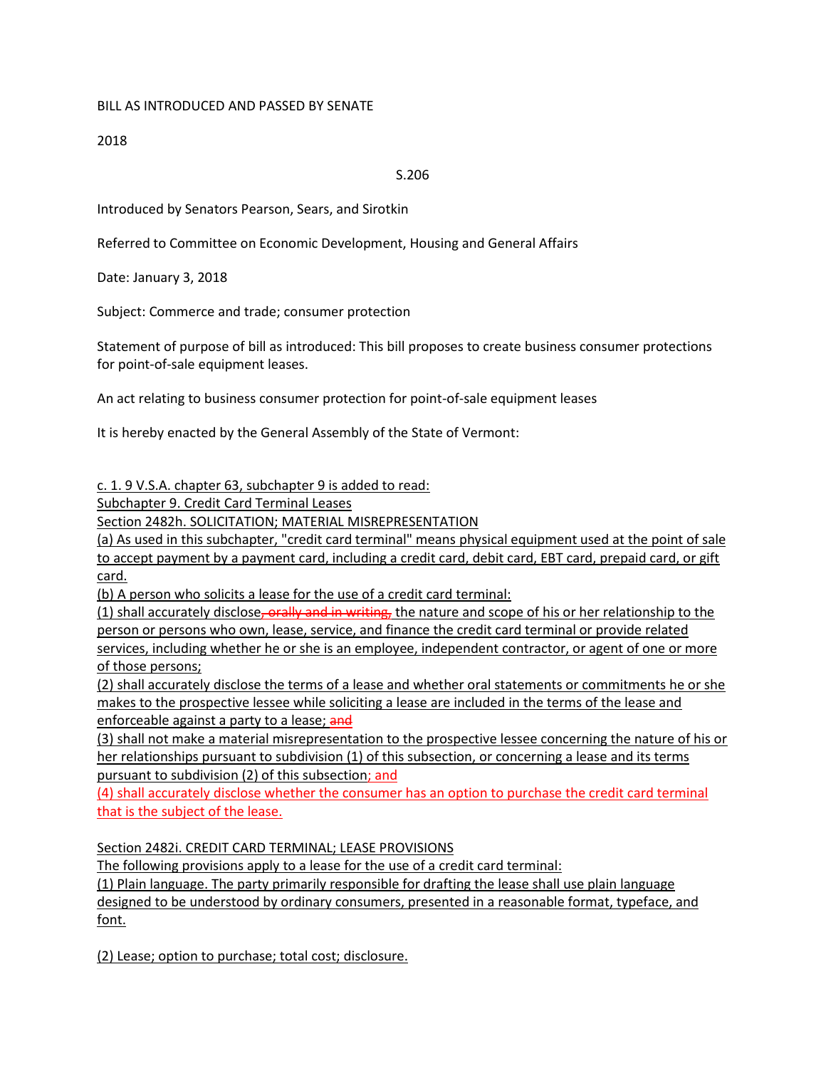BILL AS INTRODUCED AND PASSED BY SENATE

2018

S.206

Introduced by Senators Pearson, Sears, and Sirotkin

Referred to Committee on Economic Development, Housing and General Affairs

Date: January 3, 2018

Subject: Commerce and trade; consumer protection

Statement of purpose of bill as introduced: This bill proposes to create business consumer protections for point-of-sale equipment leases.

An act relating to business consumer protection for point-of-sale equipment leases

It is hereby enacted by the General Assembly of the State of Vermont:

c. 1. 9 V.S.A. chapter 63, subchapter 9 is added to read:

Subchapter 9. Credit Card Terminal Leases

Section 2482h. SOLICITATION; MATERIAL MISREPRESENTATION

(a) As used in this subchapter, "credit card terminal" means physical equipment used at the point of sale to accept payment by a payment card, including a credit card, debit card, EBT card, prepaid card, or gift card.

(b) A person who solicits a lease for the use of a credit card terminal:

(1) shall accurately disclose~~, orally and in writing,~~ the nature and scope of his or her relationship to the person or persons who own, lease, service, and finance the credit card terminal or provide related services, including whether he or she is an employee, independent contractor, or agent of one or more of those persons;

(2) shall accurately disclose the terms of a lease and whether oral statements or commitments he or she makes to the prospective lessee while soliciting a lease are included in the terms of the lease and enforceable against a party to a lease; ~~and~~

(3) shall not make a material misrepresentation to the prospective lessee concerning the nature of his or her relationships pursuant to subdivision (1) of this subsection, or concerning a lease and its terms pursuant to subdivision (2) of this subsection; and

(4) shall accurately disclose whether the consumer has an option to purchase the credit card terminal that is the subject of the lease.

Section 2482i. CREDIT CARD TERMINAL; LEASE PROVISIONS

The following provisions apply to a lease for the use of a credit card terminal:

(1) Plain language. The party primarily responsible for drafting the lease shall use plain language designed to be understood by ordinary consumers, presented in a reasonable format, typeface, and font.

(2) Lease; option to purchase; total cost; disclosure.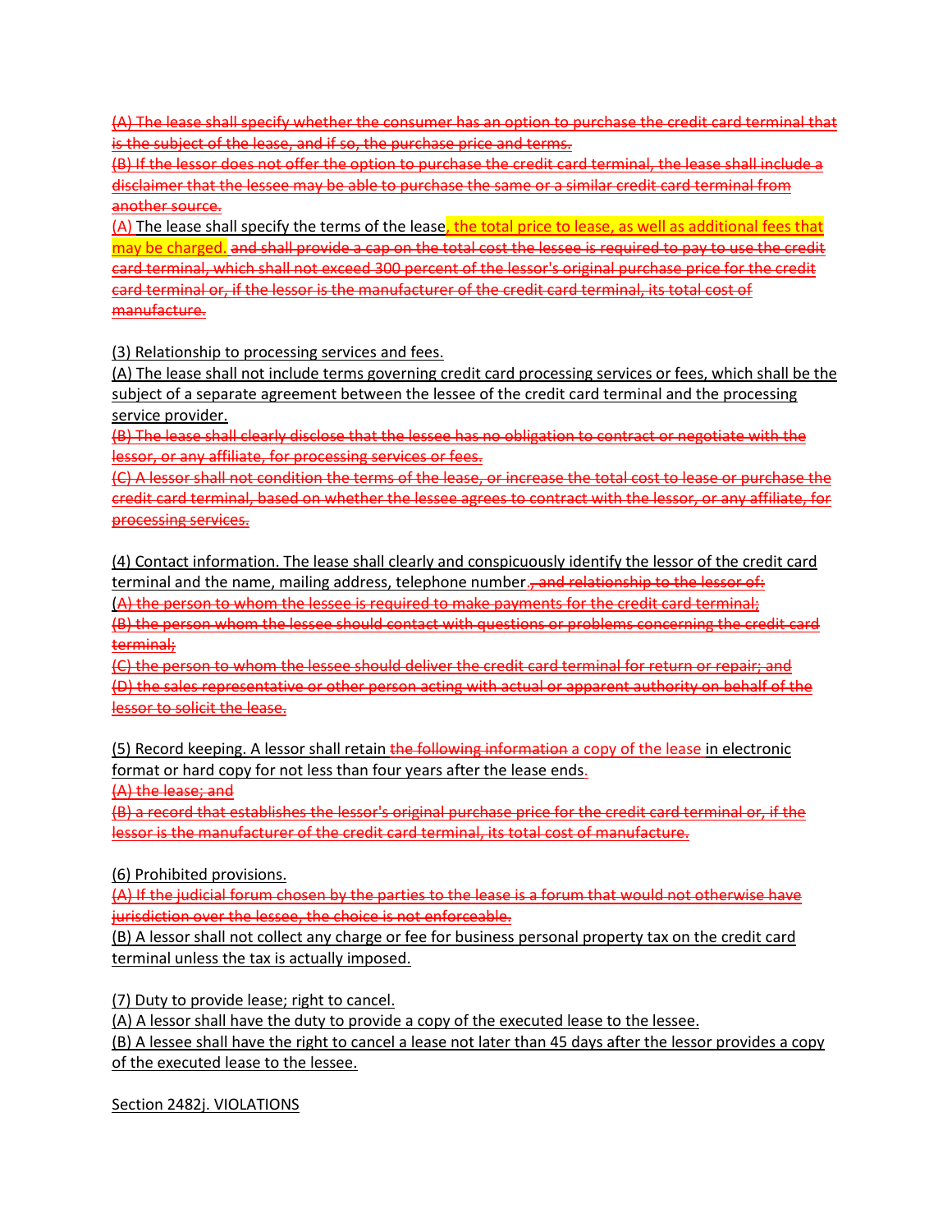~~(A) The lease shall specify whether the consumer has an option to purchase the credit card terminal that is the subject of the lease, and if so, the purchase price and terms.~~
~~(B) If the lessor does not offer the option to purchase the credit card terminal, the lease shall include a disclaimer that the lessee may be able to purchase the same or a similar credit card terminal from another source.~~
(A) The lease shall specify the terms of the lease, the total price to lease, as well as additional fees that may be charged. ~~and shall provide a cap on the total cost the lessee is required to pay to use the credit card terminal, which shall not exceed 300 percent of the lessor's original purchase price for the credit card terminal or, if the lessor is the manufacturer of the credit card terminal, its total cost of manufacture.~~

(3) Relationship to processing services and fees.
(A) The lease shall not include terms governing credit card processing services or fees, which shall be the subject of a separate agreement between the lessee of the credit card terminal and the processing service provider.
~~(B) The lease shall clearly disclose that the lessee has no obligation to contract or negotiate with the lessor, or any affiliate, for processing services or fees.~~
~~(C) A lessor shall not condition the terms of the lease, or increase the total cost to lease or purchase the credit card terminal, based on whether the lessee agrees to contract with the lessor, or any affiliate, for processing services.~~

(4) Contact information. The lease shall clearly and conspicuously identify the lessor of the credit card terminal and the name, mailing address, telephone number.~~, and relationship to the lessor of:~~
~~(A) the person to whom the lessee is required to make payments for the credit card terminal;~~
~~(B) the person whom the lessee should contact with questions or problems concerning the credit card terminal;~~
~~(C) the person to whom the lessee should deliver the credit card terminal for return or repair; and~~
~~(D) the sales representative or other person acting with actual or apparent authority on behalf of the lessor to solicit the lease.~~

(5) Record keeping. A lessor shall retain ~~the following information~~ a copy of the lease in electronic format or hard copy for not less than four years after the lease ends.
~~(A) the lease; and~~
~~(B) a record that establishes the lessor's original purchase price for the credit card terminal or, if the lessor is the manufacturer of the credit card terminal, its total cost of manufacture.~~

(6) Prohibited provisions.
~~(A) If the judicial forum chosen by the parties to the lease is a forum that would not otherwise have jurisdiction over the lessee, the choice is not enforceable.~~
(B) A lessor shall not collect any charge or fee for business personal property tax on the credit card terminal unless the tax is actually imposed.

(7) Duty to provide lease; right to cancel.
(A) A lessor shall have the duty to provide a copy of the executed lease to the lessee.
(B) A lessee shall have the right to cancel a lease not later than 45 days after the lessor provides a copy of the executed lease to the lessee.

Section 2482j. VIOLATIONS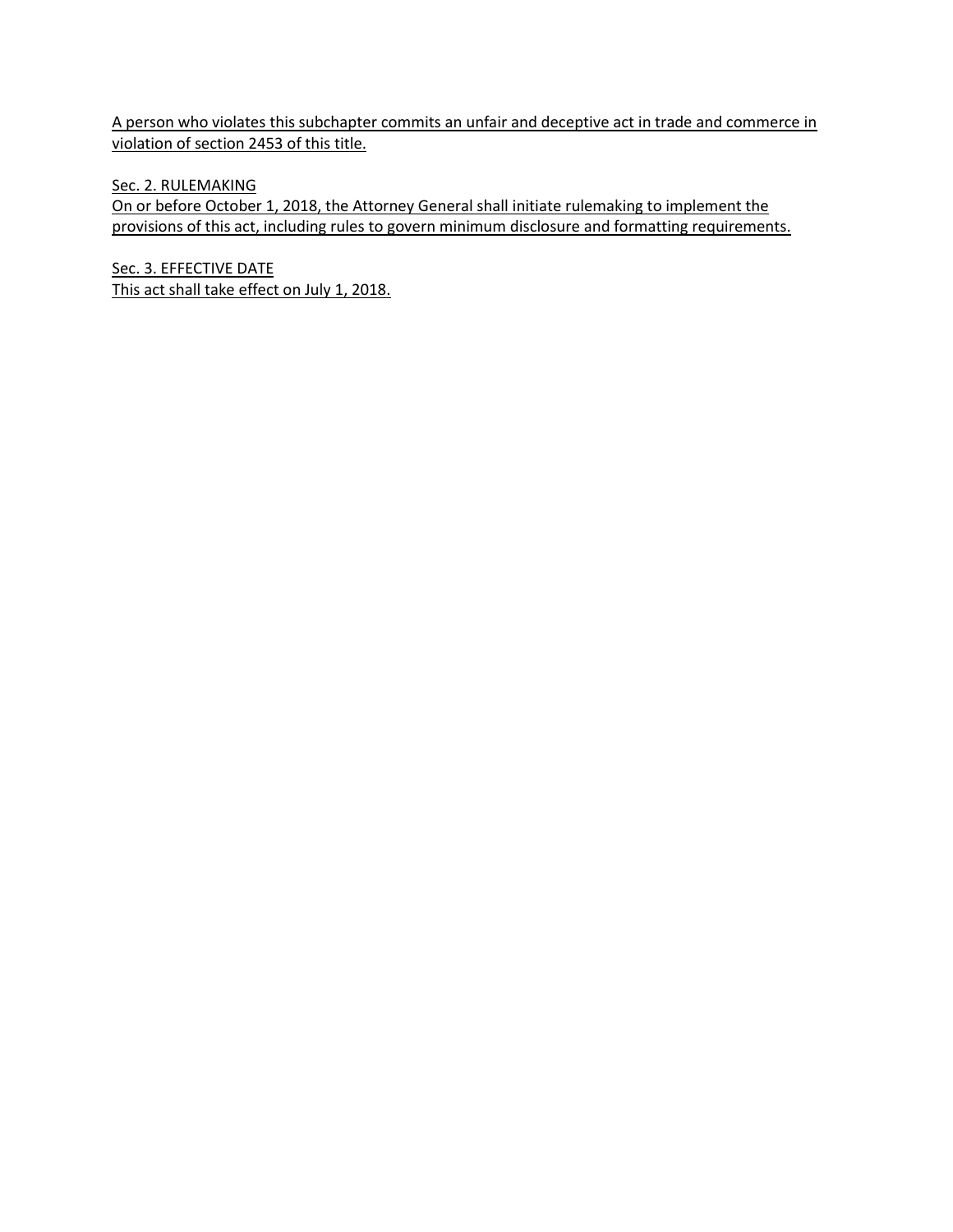A person who violates this subchapter commits an unfair and deceptive act in trade and commerce in violation of section 2453 of this title.

Sec. 2. RULEMAKING

On or before October 1, 2018, the Attorney General shall initiate rulemaking to implement the provisions of this act, including rules to govern minimum disclosure and formatting requirements.

Sec. 3. EFFECTIVE DATE

This act shall take effect on July 1, 2018.